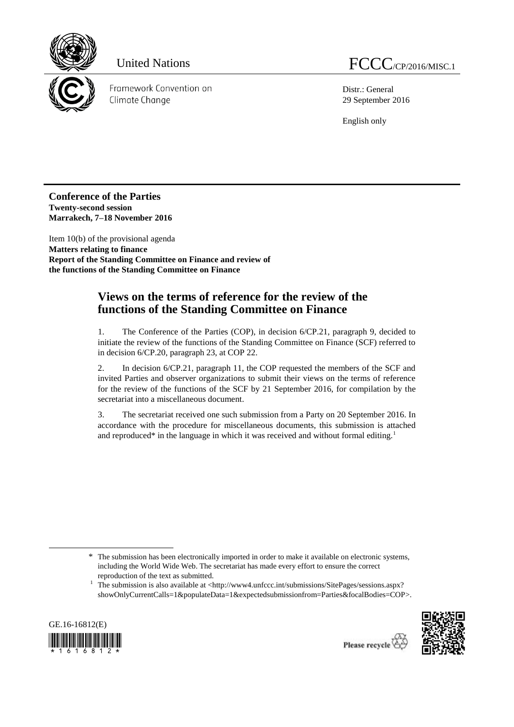United Nations

# FCCC/CP/2016/MISC.1

Framework Convention on Climate Change

Distr.: General
29 September 2016

English only

**Conference of the Parties**
**Twenty-second session**
**Marrakech, 7–18 November 2016**

Item 10(b) of the provisional agenda
**Matters relating to finance**
**Report of the Standing Committee on Finance and review of the functions of the Standing Committee on Finance**

## Views on the terms of reference for the review of the functions of the Standing Committee on Finance

1. The Conference of the Parties (COP), in decision 6/CP.21, paragraph 9, decided to initiate the review of the functions of the Standing Committee on Finance (SCF) referred to in decision 6/CP.20, paragraph 23, at COP 22.

2. In decision 6/CP.21, paragraph 11, the COP requested the members of the SCF and invited Parties and observer organizations to submit their views on the terms of reference for the review of the functions of the SCF by 21 September 2016, for compilation by the secretariat into a miscellaneous document.

3. The secretariat received one such submission from a Party on 20 September 2016. In accordance with the procedure for miscellaneous documents, this submission is attached and reproduced* in the language in which it was received and without formal editing.[1]

\* The submission has been electronically imported in order to make it available on electronic systems, including the World Wide Web. The secretariat has made every effort to ensure the correct reproduction of the text as submitted.

[1] The submission is also available at <http://www4.unfccc.int/submissions/SitePages/sessions.aspx?showOnlyCurrentCalls=1&populateData=1&expectedsubmissionfrom=Parties&focalBodies=COP>.

GE.16-16812(E)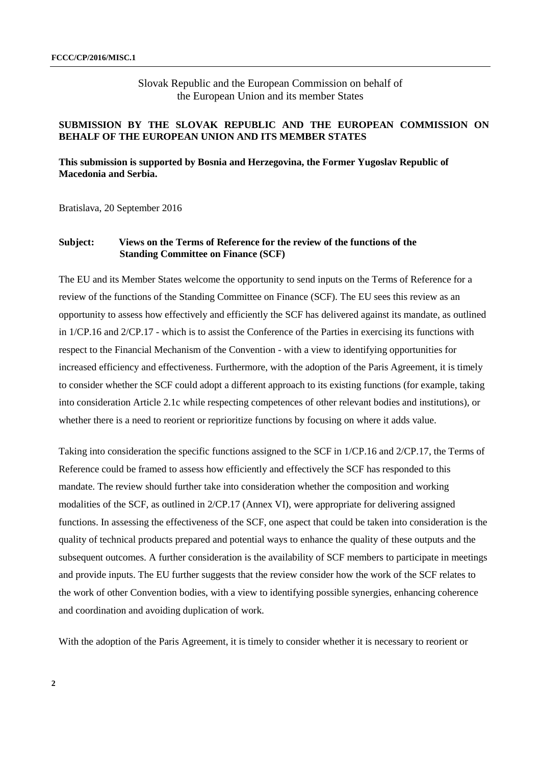Slovak Republic and the European Commission on behalf of the European Union and its member States

**SUBMISSION BY THE SLOVAK REPUBLIC AND THE EUROPEAN COMMISSION ON BEHALF OF THE EUROPEAN UNION AND ITS MEMBER STATES**

**This submission is supported by Bosnia and Herzegovina, the Former Yugoslav Republic of Macedonia and Serbia.**

Bratislava, 20 September 2016

**Subject: Views on the Terms of Reference for the review of the functions of the Standing Committee on Finance (SCF)**

The EU and its Member States welcome the opportunity to send inputs on the Terms of Reference for a review of the functions of the Standing Committee on Finance (SCF). The EU sees this review as an opportunity to assess how effectively and efficiently the SCF has delivered against its mandate, as outlined in 1/CP.16 and 2/CP.17 - which is to assist the Conference of the Parties in exercising its functions with respect to the Financial Mechanism of the Convention - with a view to identifying opportunities for increased efficiency and effectiveness. Furthermore, with the adoption of the Paris Agreement, it is timely to consider whether the SCF could adopt a different approach to its existing functions (for example, taking into consideration Article 2.1c while respecting competences of other relevant bodies and institutions), or whether there is a need to reorient or reprioritize functions by focusing on where it adds value.

Taking into consideration the specific functions assigned to the SCF in 1/CP.16 and 2/CP.17, the Terms of Reference could be framed to assess how efficiently and effectively the SCF has responded to this mandate. The review should further take into consideration whether the composition and working modalities of the SCF, as outlined in 2/CP.17 (Annex VI), were appropriate for delivering assigned functions. In assessing the effectiveness of the SCF, one aspect that could be taken into consideration is the quality of technical products prepared and potential ways to enhance the quality of these outputs and the subsequent outcomes. A further consideration is the availability of SCF members to participate in meetings and provide inputs. The EU further suggests that the review consider how the work of the SCF relates to the work of other Convention bodies, with a view to identifying possible synergies, enhancing coherence and coordination and avoiding duplication of work.

With the adoption of the Paris Agreement, it is timely to consider whether it is necessary to reorient or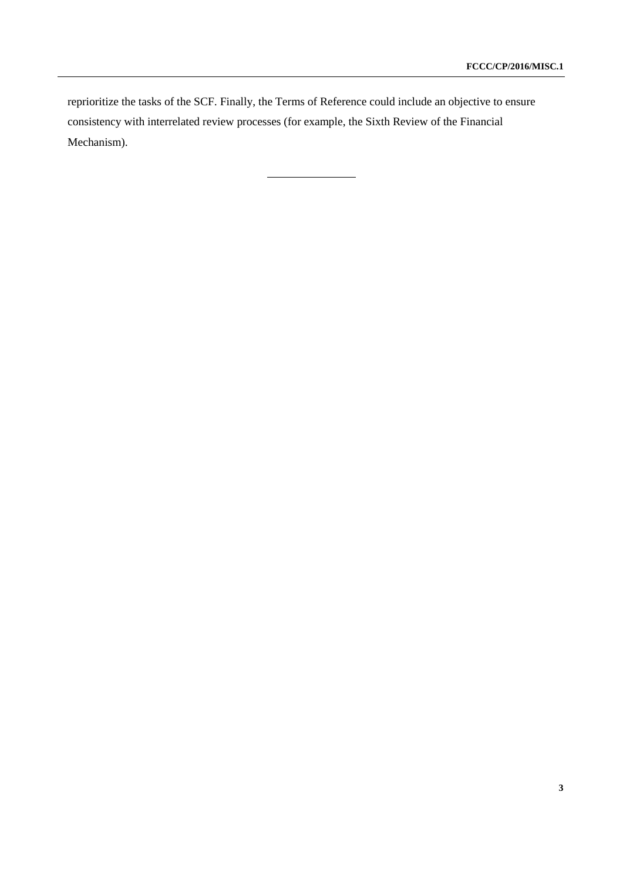reprioritize the tasks of the SCF. Finally, the Terms of Reference could include an objective to ensure consistency with interrelated review processes (for example, the Sixth Review of the Financial Mechanism).